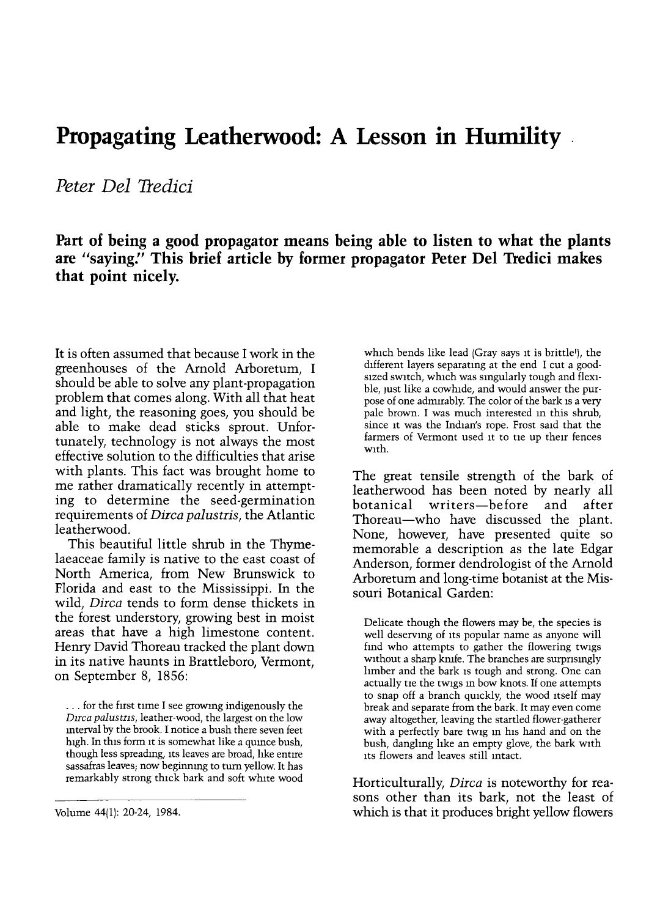# Propagating Leatherwood: A Lesson in Humility

*Peter Del Tredici*

**Part of being a good propagator means being able to listen to what the plants are "saying." This brief article by former propagator Peter Del Tredici makes that point nicely.**

It is often assumed that because I work in the greenhouses of the Arnold Arboretum, I should be able to solve any plant-propagation problem that comes along. With all that heat and light, the reasoning goes, you should be able to make dead sticks sprout. Unfortunately, technology is not always the most effective solution to the difficulties that arise with plants. This fact was brought home to me rather dramatically recently in attempting to determine the seed-germination requirements of *Dirca palustris*, the Atlantic leatherwood.

This beautiful little shrub in the Thymelaeaceae family is native to the east coast of North America, from New Brunswick to Florida and east to the Mississippi. In the wild, *Dirca* tends to form dense thickets in the forest understory, growing best in moist areas that have a high limestone content. Henry David Thoreau tracked the plant down in its native haunts in Brattleboro, Vermont, on September 8, 1856:

> . . . for the first time I see growing indigenously the *Dirca palustris*, leather-wood, the largest on the low interval by the brook. I notice a bush there seven feet high. In this form it is somewhat like a quince bush, though less spreading, its leaves are broad, like entire sassafras leaves; now beginning to turn yellow. It has remarkably strong thick bark and soft white wood which bends like lead (Gray says it is brittle!), the different layers separating at the end I cut a good-sized switch, which was singularly tough and flexible, just like a cowhide, and would answer the purpose of one admirably. The color of the bark is a very pale brown. I was much interested in this shrub, since it was the Indian's rope. Frost said that the farmers of Vermont used it to tie up their fences with.

The great tensile strength of the bark of leatherwood has been noted by nearly all botanical writers—before and after Thoreau—who have discussed the plant. None, however, have presented quite so memorable a description as the late Edgar Anderson, former dendrologist of the Arnold Arboretum and long-time botanist at the Missouri Botanical Garden:

> Delicate though the flowers may be, the species is well deserving of its popular name as anyone will find who attempts to gather the flowering twigs without a sharp knife. The branches are surprisingly limber and the bark is tough and strong. One can actually tie the twigs in bow knots. If one attempts to snap off a branch quickly, the wood itself may break and separate from the bark. It may even come away altogether, leaving the startled flower-gatherer with a perfectly bare twig in his hand and on the bush, dangling like an empty glove, the bark with its flowers and leaves still intact.

Horticulturally, *Dirca* is noteworthy for reasons other than its bark, not the least of which is that it produces bright yellow flowers

---

Volume 44(1): 20-24, 1984.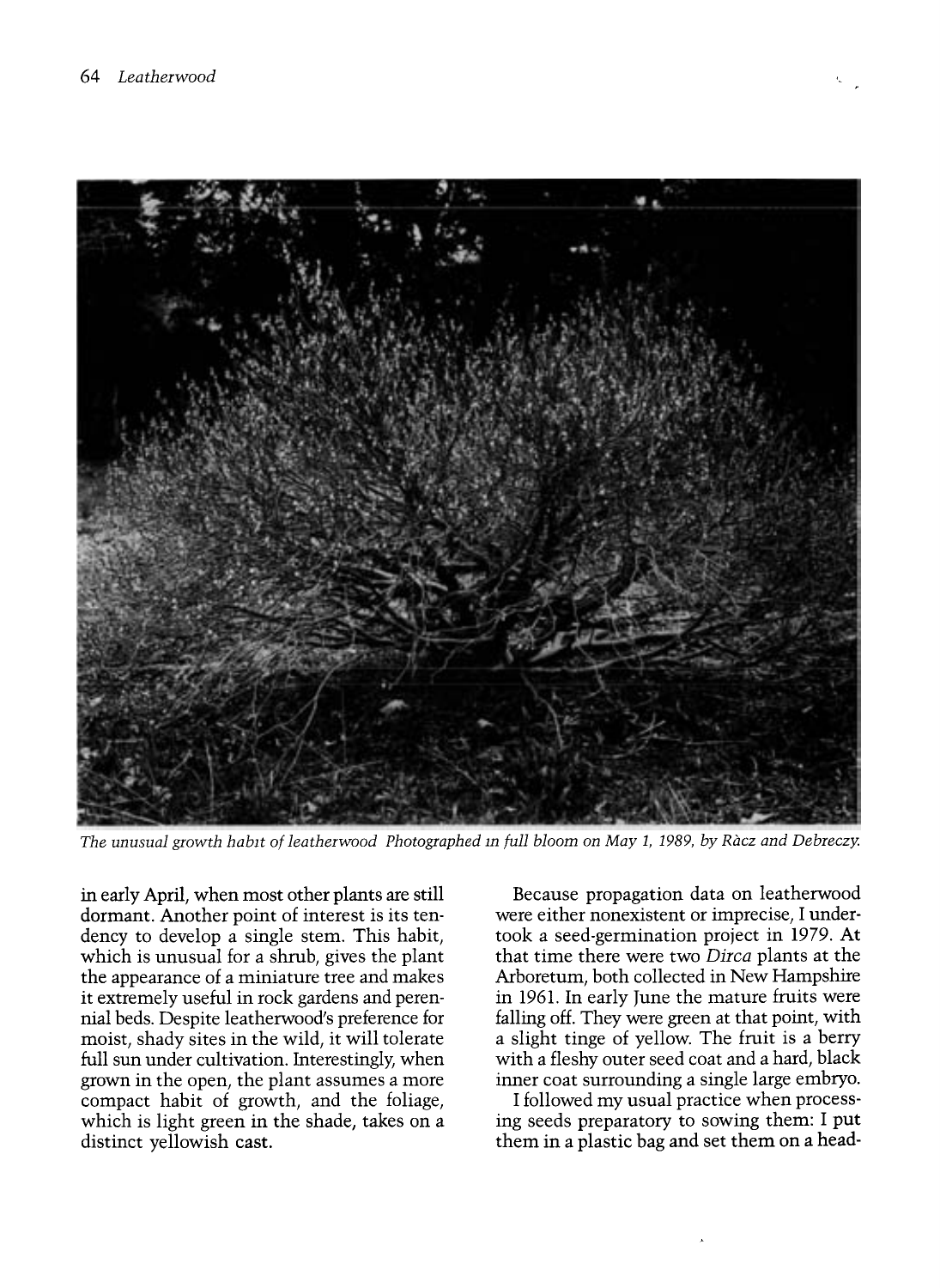*The unusual growth habit of leatherwood Photographed in full bloom on May 1, 1989, by Ràcz and Debreczy.*

in early April, when most other plants are still dormant. Another point of interest is its tendency to develop a single stem. This habit, which is unusual for a shrub, gives the plant the appearance of a miniature tree and makes it extremely useful in rock gardens and perennial beds. Despite leatherwood's preference for moist, shady sites in the wild, it will tolerate full sun under cultivation. Interestingly, when grown in the open, the plant assumes a more compact habit of growth, and the foliage, which is light green in the shade, takes on a distinct yellowish cast.

Because propagation data on leatherwood were either nonexistent or imprecise, I undertook a seed-germination project in 1979. At that time there were two *Dirca* plants at the Arboretum, both collected in New Hampshire in 1961. In early June the mature fruits were falling off. They were green at that point, with a slight tinge of yellow. The fruit is a berry with a fleshy outer seed coat and a hard, black inner coat surrounding a single large embryo.

I followed my usual practice when processing seeds preparatory to sowing them: I put them in a plastic bag and set them on a head-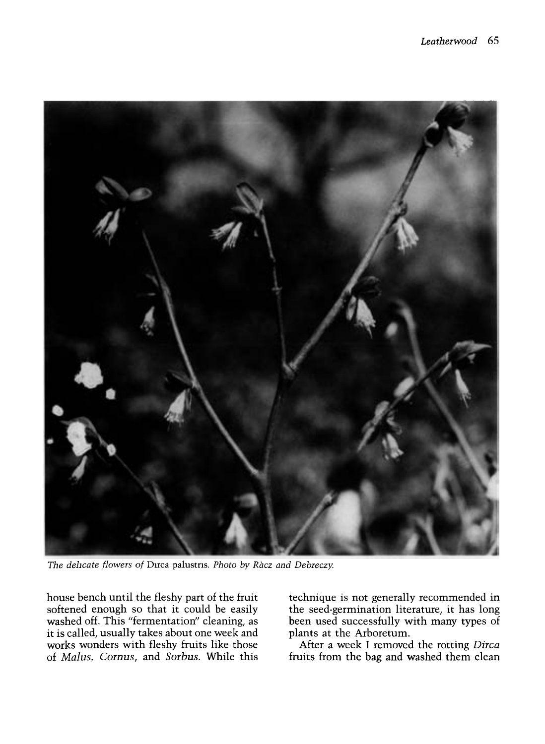*The delicate flowers of* Dirca palustris. *Photo by Ràcz and Debreczy.*

house bench until the fleshy part of the fruit softened enough so that it could be easily washed off. This "fermentation" cleaning, as it is called, usually takes about one week and works wonders with fleshy fruits like those of *Malus*, *Cornus*, and *Sorbus*. While this technique is not generally recommended in the seed-germination literature, it has long been used successfully with many types of plants at the Arboretum.

After a week I removed the rotting *Dirca* fruits from the bag and washed them clean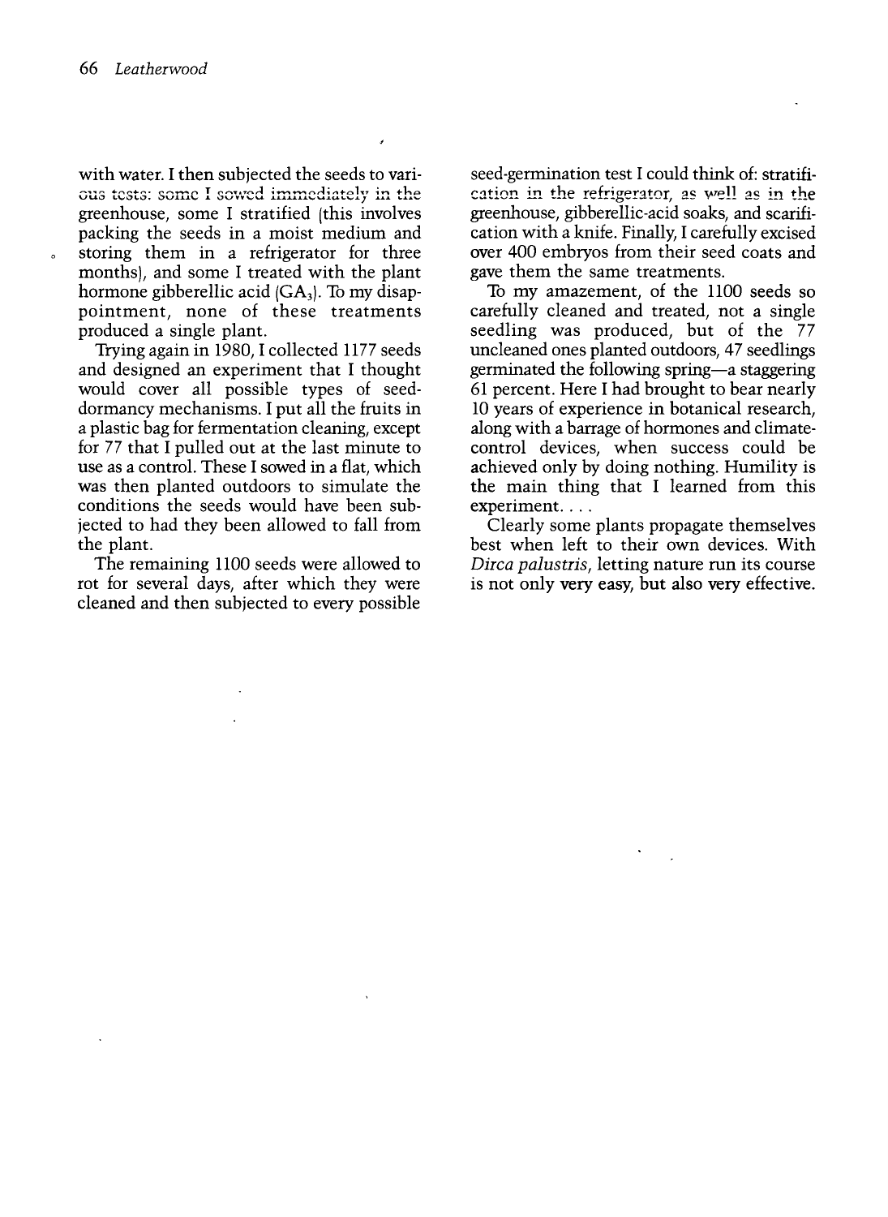with water. I then subjected the seeds to various tests: some I sowed immediately in the greenhouse, some I stratified (this involves packing the seeds in a moist medium and storing them in a refrigerator for three months), and some I treated with the plant hormone gibberellic acid ($GA_3$). To my disappointment, none of these treatments produced a single plant.

Trying again in 1980, I collected 1177 seeds and designed an experiment that I thought would cover all possible types of seed-dormancy mechanisms. I put all the fruits in a plastic bag for fermentation cleaning, except for 77 that I pulled out at the last minute to use as a control. These I sowed in a flat, which was then planted outdoors to simulate the conditions the seeds would have been subjected to had they been allowed to fall from the plant.

The remaining 1100 seeds were allowed to rot for several days, after which they were cleaned and then subjected to every possible seed-germination test I could think of: stratification in the refrigerator, as well as in the greenhouse, gibberellic-acid soaks, and scarification with a knife. Finally, I carefully excised over 400 embryos from their seed coats and gave them the same treatments.

To my amazement, of the 1100 seeds so carefully cleaned and treated, not a single seedling was produced, but of the 77 uncleaned ones planted outdoors, 47 seedlings germinated the following spring—a staggering 61 percent. Here I had brought to bear nearly 10 years of experience in botanical research, along with a barrage of hormones and climate-control devices, when success could be achieved only by doing nothing. Humility is the main thing that I learned from this experiment. . . .

Clearly some plants propagate themselves best when left to their own devices. With *Dirca palustris*, letting nature run its course is not only very easy, but also very effective.